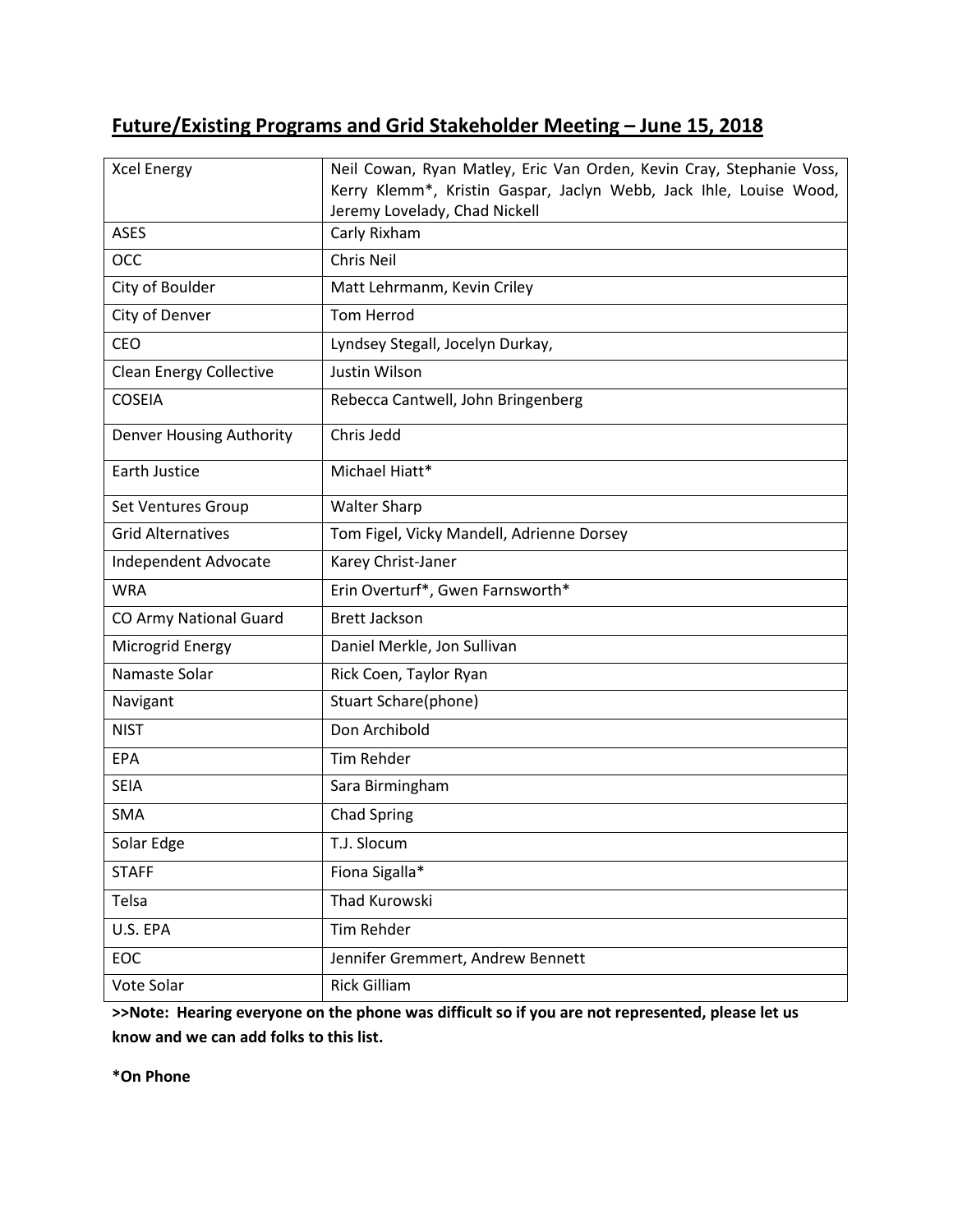# Future/Existing Programs and Grid Stakeholder Meeting – June 15, 2018

| Organization | Attendees |
|---|---|
| Xcel Energy | Neil Cowan, Ryan Matley, Eric Van Orden, Kevin Cray, Stephanie Voss, Kerry Klemm*, Kristin Gaspar, Jaclyn Webb, Jack Ihle, Louise Wood, Jeremy Lovelady, Chad Nickell |
| ASES | Carly Rixham |
| OCC | Chris Neil |
| City of Boulder | Matt Lehrmanm, Kevin Criley |
| City of Denver | Tom Herrod |
| CEO | Lyndsey Stegall, Jocelyn Durkay, |
| Clean Energy Collective | Justin Wilson |
| COSEIA | Rebecca Cantwell, John Bringenberg |
| Denver Housing Authority | Chris Jedd |
| Earth Justice | Michael Hiatt* |
| Set Ventures Group | Walter Sharp |
| Grid Alternatives | Tom Figel, Vicky Mandell, Adrienne Dorsey |
| Independent Advocate | Karey Christ-Janer |
| WRA | Erin Overturf*, Gwen Farnsworth* |
| CO Army National Guard | Brett Jackson |
| Microgrid Energy | Daniel Merkle, Jon Sullivan |
| Namaste Solar | Rick Coen, Taylor Ryan |
| Navigant | Stuart Schare(phone) |
| NIST | Don Archibold |
| EPA | Tim Rehder |
| SEIA | Sara Birmingham |
| SMA | Chad Spring |
| Solar Edge | T.J. Slocum |
| STAFF | Fiona Sigalla* |
| Telsa | Thad Kurowski |
| U.S. EPA | Tim Rehder |
| EOC | Jennifer Gremmert, Andrew Bennett |
| Vote Solar | Rick Gilliam |

**>>Note: Hearing everyone on the phone was difficult so if you are not represented, please let us know and we can add folks to this list.**

**\*On Phone**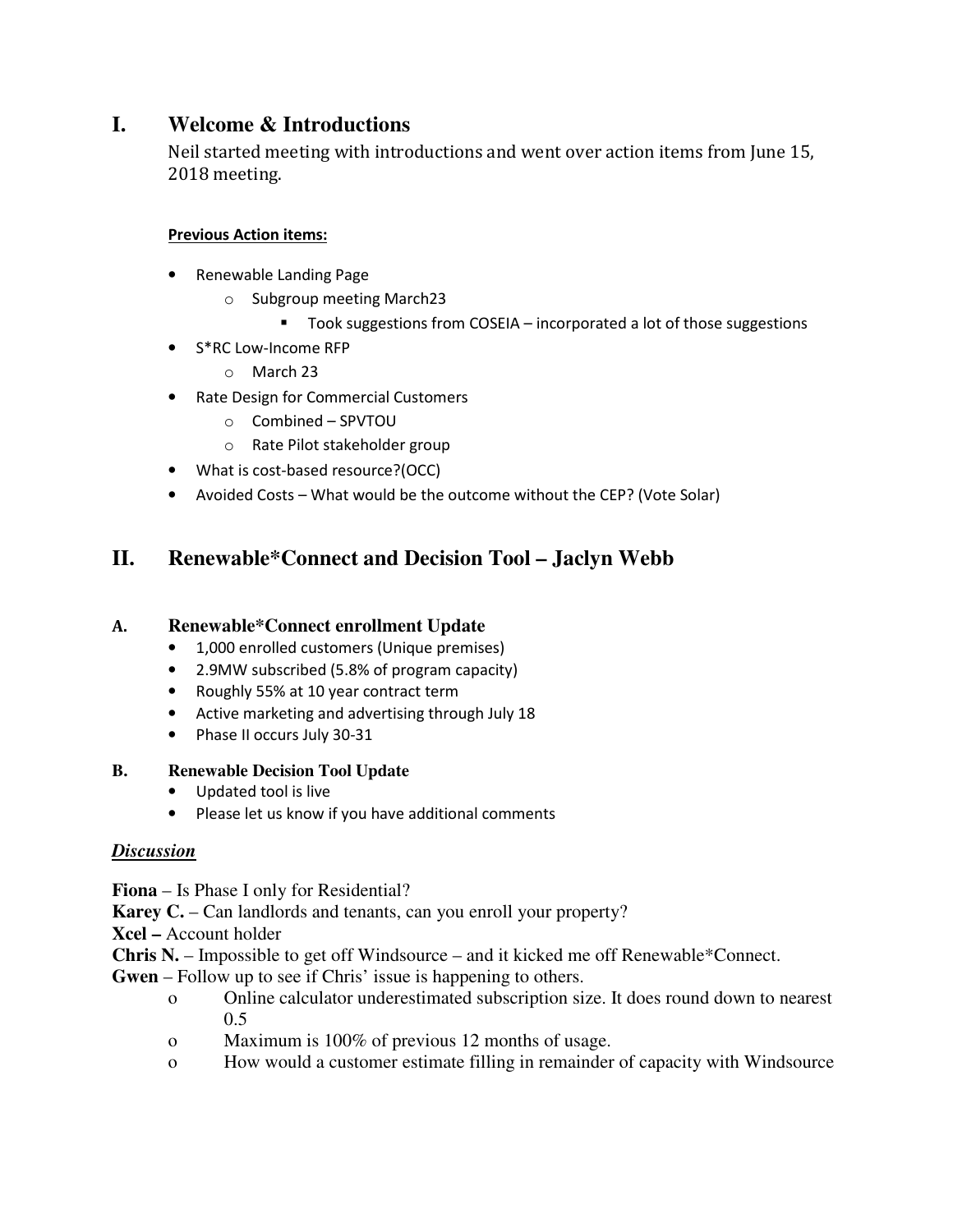# I. Welcome & Introductions

Neil started meeting with introductions and went over action items from June 15, 2018 meeting.

**Previous Action items:**

- Renewable Landing Page
  - Subgroup meeting March23
    - Took suggestions from COSEIA – incorporated a lot of those suggestions
- S*RC Low-Income RFP
  - March 23
- Rate Design for Commercial Customers
  - Combined – SPVTOU
  - Rate Pilot stakeholder group
- What is cost-based resource?(OCC)
- Avoided Costs – What would be the outcome without the CEP? (Vote Solar)

# II. Renewable*Connect and Decision Tool – Jaclyn Webb

### A. Renewable*Connect enrollment Update

- 1,000 enrolled customers (Unique premises)
- 2.9MW subscribed (5.8% of program capacity)
- Roughly 55% at 10 year contract term
- Active marketing and advertising through July 18
- Phase II occurs July 30-31

### B. Renewable Decision Tool Update

- Updated tool is live
- Please let us know if you have additional comments

***Discussion***

**Fiona** – Is Phase I only for Residential?

**Karey C.** – Can landlords and tenants, can you enroll your property?

**Xcel –** Account holder

**Chris N.** – Impossible to get off Windsource – and it kicked me off Renewable*Connect.

**Gwen** – Follow up to see if Chris' issue is happening to others.

- Online calculator underestimated subscription size. It does round down to nearest 0.5
- Maximum is 100% of previous 12 months of usage.
- How would a customer estimate filling in remainder of capacity with Windsource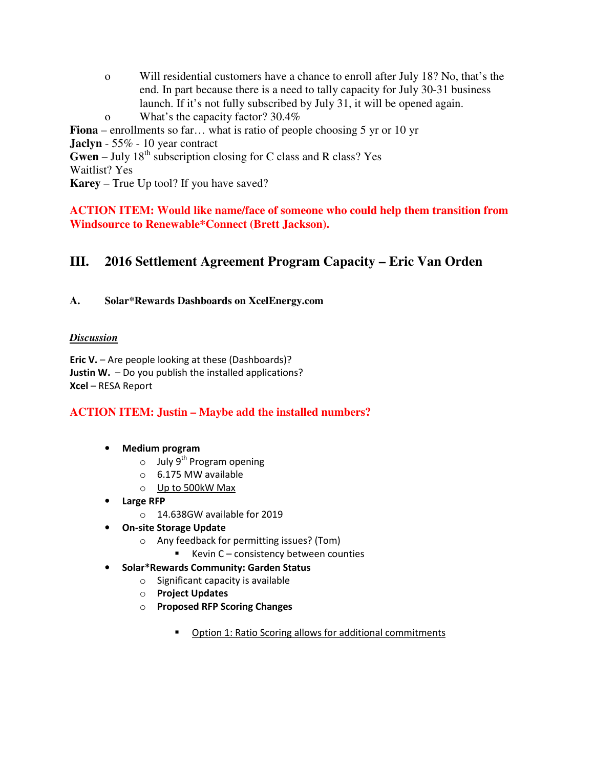- Will residential customers have a chance to enroll after July 18? No, that's the end. In part because there is a need to tally capacity for July 30-31 business launch. If it's not fully subscribed by July 31, it will be opened again.
- What's the capacity factor? 30.4%

**Fiona** – enrollments so far… what is ratio of people choosing 5 yr or 10 yr
**Jaclyn** - 55% - 10 year contract
**Gwen** – July 18th subscription closing for C class and R class? Yes
Waitlist? Yes
**Karey** – True Up tool? If you have saved?

**ACTION ITEM: Would like name/face of someone who could help them transition from Windsource to Renewable*Connect (Brett Jackson).**

## III. 2016 Settlement Agreement Program Capacity – Eric Van Orden

### A. Solar*Rewards Dashboards on XcelEnergy.com

***Discussion***

**Eric V.** – Are people looking at these (Dashboards)?
**Justin W.** – Do you publish the installed applications?
**Xcel** – RESA Report

**ACTION ITEM: Justin – Maybe add the installed numbers?**

- **Medium program**
  - July 9th Program opening
  - 6.175 MW available
  - Up to 500kW Max
- **Large RFP**
  - 14.638GW available for 2019
- **On-site Storage Update**
  - Any feedback for permitting issues? (Tom)
    - Kevin C – consistency between counties
- **Solar*Rewards Community: Garden Status**
  - Significant capacity is available
  - **Project Updates**
  - **Proposed RFP Scoring Changes**
    - Option 1: Ratio Scoring allows for additional commitments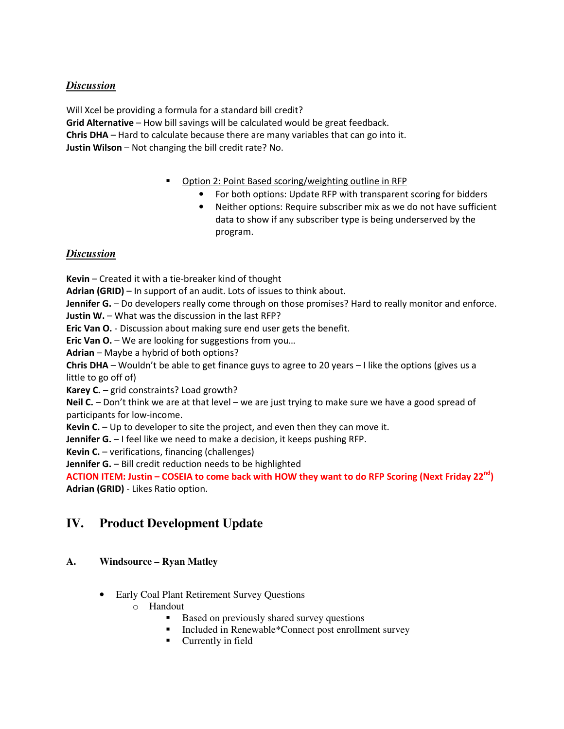***Discussion***

Will Xcel be providing a formula for a standard bill credit?
**Grid Alternative** – How bill savings will be calculated would be great feedback.
**Chris DHA** – Hard to calculate because there are many variables that can go into it.
**Justin Wilson** – Not changing the bill credit rate? No.

- Option 2: Point Based scoring/weighting outline in RFP
  - For both options: Update RFP with transparent scoring for bidders
  - Neither options: Require subscriber mix as we do not have sufficient data to show if any subscriber type is being underserved by the program.

***Discussion***

**Kevin** – Created it with a tie-breaker kind of thought
**Adrian (GRID)** – In support of an audit. Lots of issues to think about.
**Jennifer G.** – Do developers really come through on those promises? Hard to really monitor and enforce.
**Justin W.** – What was the discussion in the last RFP?
**Eric Van O.** - Discussion about making sure end user gets the benefit.
**Eric Van O.** – We are looking for suggestions from you…
**Adrian** – Maybe a hybrid of both options?
**Chris DHA** – Wouldn't be able to get finance guys to agree to 20 years – I like the options (gives us a little to go off of)
**Karey C.** – grid constraints? Load growth?
**Neil C.** – Don't think we are at that level – we are just trying to make sure we have a good spread of participants for low-income.
**Kevin C.** – Up to developer to site the project, and even then they can move it.
**Jennifer G.** – I feel like we need to make a decision, it keeps pushing RFP.
**Kevin C.** – verifications, financing (challenges)
**Jennifer G.** – Bill credit reduction needs to be highlighted
**ACTION ITEM: Justin – COSEIA to come back with HOW they want to do RFP Scoring (Next Friday 22nd)**
**Adrian (GRID)** - Likes Ratio option.

# IV. Product Development Update

### A. Windsource – Ryan Matley

- Early Coal Plant Retirement Survey Questions
  - Handout
    - Based on previously shared survey questions
    - Included in Renewable*Connect post enrollment survey
    - Currently in field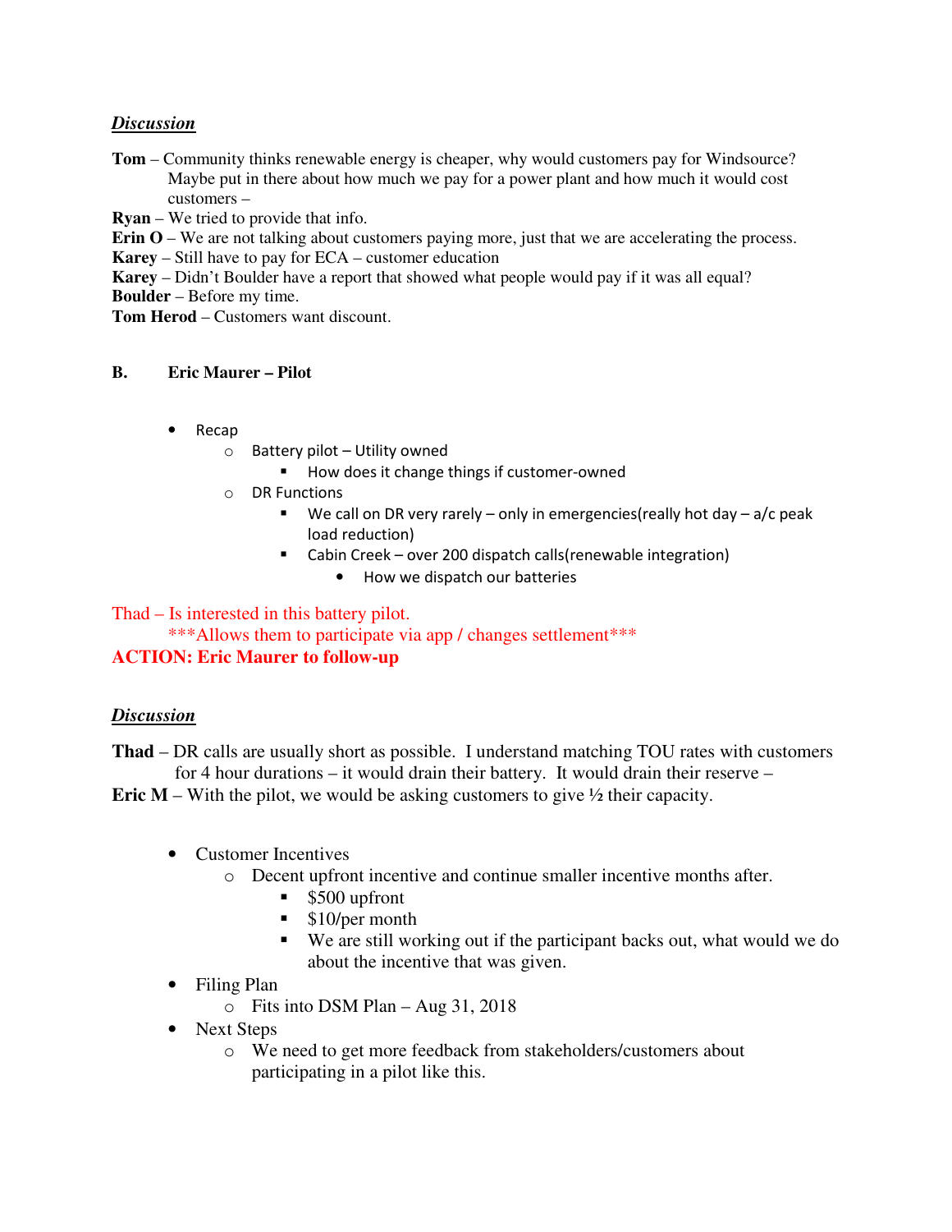***Discussion***

**Tom** – Community thinks renewable energy is cheaper, why would customers pay for Windsource? Maybe put in there about how much we pay for a power plant and how much it would cost customers –

**Ryan** – We tried to provide that info.

**Erin O** – We are not talking about customers paying more, just that we are accelerating the process.

**Karey** – Still have to pay for ECA – customer education

**Karey** – Didn't Boulder have a report that showed what people would pay if it was all equal?

**Boulder** – Before my time.

**Tom Herod** – Customers want discount.

**B. Eric Maurer – Pilot**

- Recap
  - Battery pilot – Utility owned
    - How does it change things if customer-owned
  - DR Functions
    - We call on DR very rarely – only in emergencies(really hot day – a/c peak load reduction)
    - Cabin Creek – over 200 dispatch calls(renewable integration)
      - How we dispatch our batteries

Thad – Is interested in this battery pilot.

***Allows them to participate via app / changes settlement***

**ACTION: Eric Maurer to follow-up**

***Discussion***

**Thad** – DR calls are usually short as possible. I understand matching TOU rates with customers for 4 hour durations – it would drain their battery. It would drain their reserve –

**Eric M** – With the pilot, we would be asking customers to give ½ their capacity.

- Customer Incentives
  - Decent upfront incentive and continue smaller incentive months after.
    - $500 upfront
    - $10/per month
    - We are still working out if the participant backs out, what would we do about the incentive that was given.
- Filing Plan
  - Fits into DSM Plan – Aug 31, 2018
- Next Steps
  - We need to get more feedback from stakeholders/customers about participating in a pilot like this.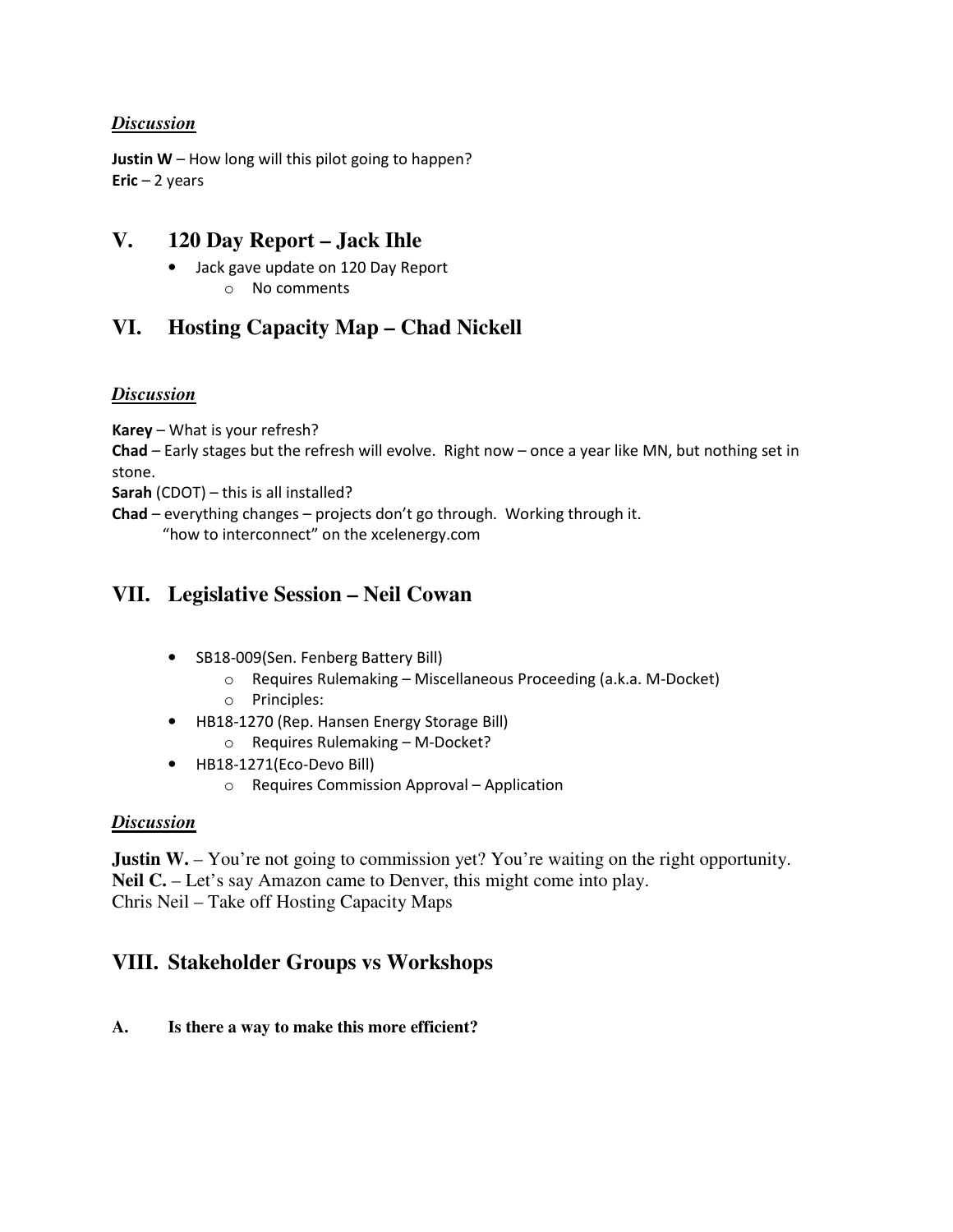***Discussion***

**Justin W** – How long will this pilot going to happen?
**Eric** – 2 years

## V. 120 Day Report – Jack Ihle

- Jack gave update on 120 Day Report
  - No comments

## VI. Hosting Capacity Map – Chad Nickell

***Discussion***

**Karey** – What is your refresh?
**Chad** – Early stages but the refresh will evolve. Right now – once a year like MN, but nothing set in stone.
**Sarah** (CDOT) – this is all installed?
**Chad** – everything changes – projects don't go through. Working through it.
"how to interconnect" on the xcelenergy.com

## VII. Legislative Session – Neil Cowan

- SB18-009(Sen. Fenberg Battery Bill)
  - Requires Rulemaking – Miscellaneous Proceeding (a.k.a. M-Docket)
  - Principles:
- HB18-1270 (Rep. Hansen Energy Storage Bill)
  - Requires Rulemaking – M-Docket?
- HB18-1271(Eco-Devo Bill)
  - Requires Commission Approval – Application

***Discussion***

**Justin W.** – You're not going to commission yet? You're waiting on the right opportunity.
**Neil C.** – Let's say Amazon came to Denver, this might come into play.
Chris Neil – Take off Hosting Capacity Maps

## VIII. Stakeholder Groups vs Workshops

**A. Is there a way to make this more efficient?**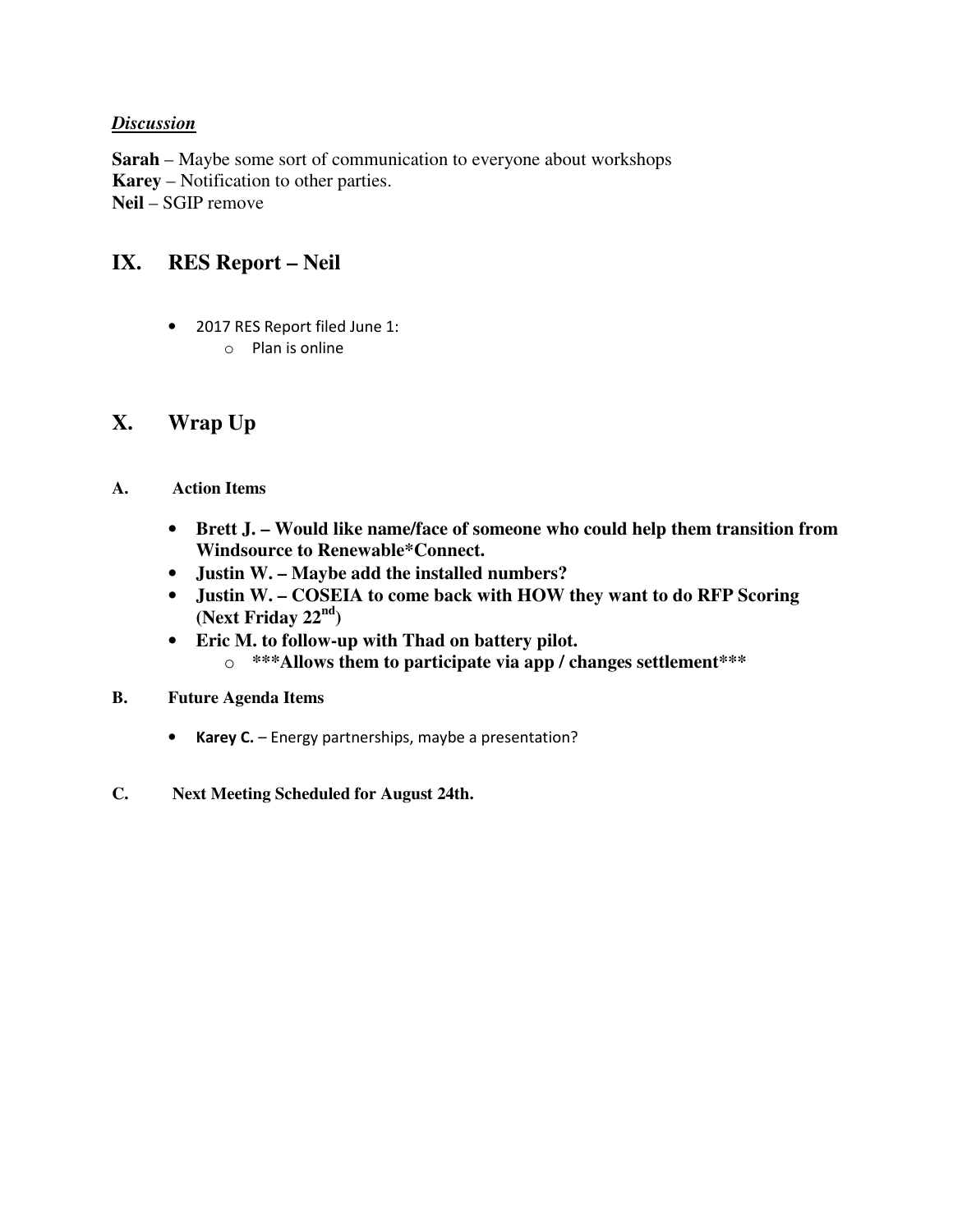***Discussion***

**Sarah** – Maybe some sort of communication to everyone about workshops
**Karey** – Notification to other parties.
**Neil** – SGIP remove

## IX. RES Report – Neil

- 2017 RES Report filed June 1:
  - Plan is online

## X. Wrap Up

### A. Action Items

- **Brett J. – Would like name/face of someone who could help them transition from Windsource to Renewable*Connect.**
- **Justin W. – Maybe add the installed numbers?**
- **Justin W. – COSEIA to come back with HOW they want to do RFP Scoring (Next Friday 22nd)**
- **Eric M. to follow-up with Thad on battery pilot.**
  - **\*\*\*Allows them to participate via app / changes settlement\*\*\***

### B. Future Agenda Items

- **Karey C.** – Energy partnerships, maybe a presentation?

### C. Next Meeting Scheduled for August 24th.